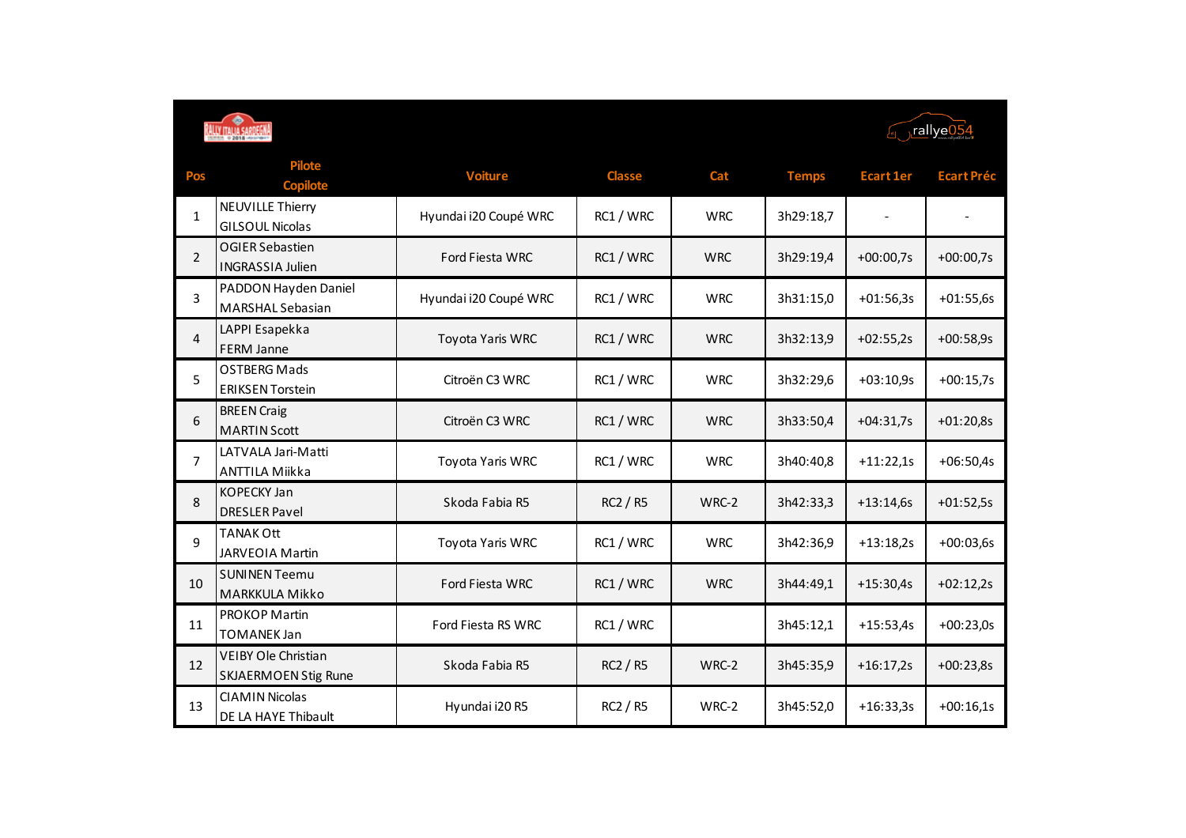| Pos | Pilote Copilote | Voiture | Classe | Cat | Temps | Ecart 1er | Ecart Préc |
|---|---|---|---|---|---|---|---|
| 1 | NEUVILLE Thierry<br>GILSOUL Nicolas | Hyundai i20 Coupé WRC | RC1 / WRC | WRC | 3h29:18,7 | - | - |
| 2 | OGIER Sebastien<br>INGRASSIA Julien | Ford Fiesta WRC | RC1 / WRC | WRC | 3h29:19,4 | +00:00,7s | +00:00,7s |
| 3 | PADDON Hayden Daniel<br>MARSHAL Sebasian | Hyundai i20 Coupé WRC | RC1 / WRC | WRC | 3h31:15,0 | +01:56,3s | +01:55,6s |
| 4 | LAPPI Esapekka<br>FERM Janne | Toyota Yaris WRC | RC1 / WRC | WRC | 3h32:13,9 | +02:55,2s | +00:58,9s |
| 5 | OSTBERG Mads<br>ERIKSEN Torstein | Citroën C3 WRC | RC1 / WRC | WRC | 3h32:29,6 | +03:10,9s | +00:15,7s |
| 6 | BREEN Craig<br>MARTIN Scott | Citroën C3 WRC | RC1 / WRC | WRC | 3h33:50,4 | +04:31,7s | +01:20,8s |
| 7 | LATVALA Jari-Matti<br>ANTTILA Miikka | Toyota Yaris WRC | RC1 / WRC | WRC | 3h40:40,8 | +11:22,1s | +06:50,4s |
| 8 | KOPECKY Jan<br>DRESLER Pavel | Skoda Fabia R5 | RC2 / R5 | WRC-2 | 3h42:33,3 | +13:14,6s | +01:52,5s |
| 9 | TANAK Ott<br>JARVEOIA Martin | Toyota Yaris WRC | RC1 / WRC | WRC | 3h42:36,9 | +13:18,2s | +00:03,6s |
| 10 | SUNINEN Teemu<br>MARKKULA Mikko | Ford Fiesta WRC | RC1 / WRC | WRC | 3h44:49,1 | +15:30,4s | +02:12,2s |
| 11 | PROKOP Martin<br>TOMANEK Jan | Ford Fiesta RS WRC | RC1 / WRC | | 3h45:12,1 | +15:53,4s | +00:23,0s |
| 12 | VEIBY Ole Christian<br>SKJAERMOEN Stig Rune | Skoda Fabia R5 | RC2 / R5 | WRC-2 | 3h45:35,9 | +16:17,2s | +00:23,8s |
| 13 | CIAMIN Nicolas<br>DE LA HAYE Thibault | Hyundai i20 R5 | RC2 / R5 | WRC-2 | 3h45:52,0 | +16:33,3s | +00:16,1s |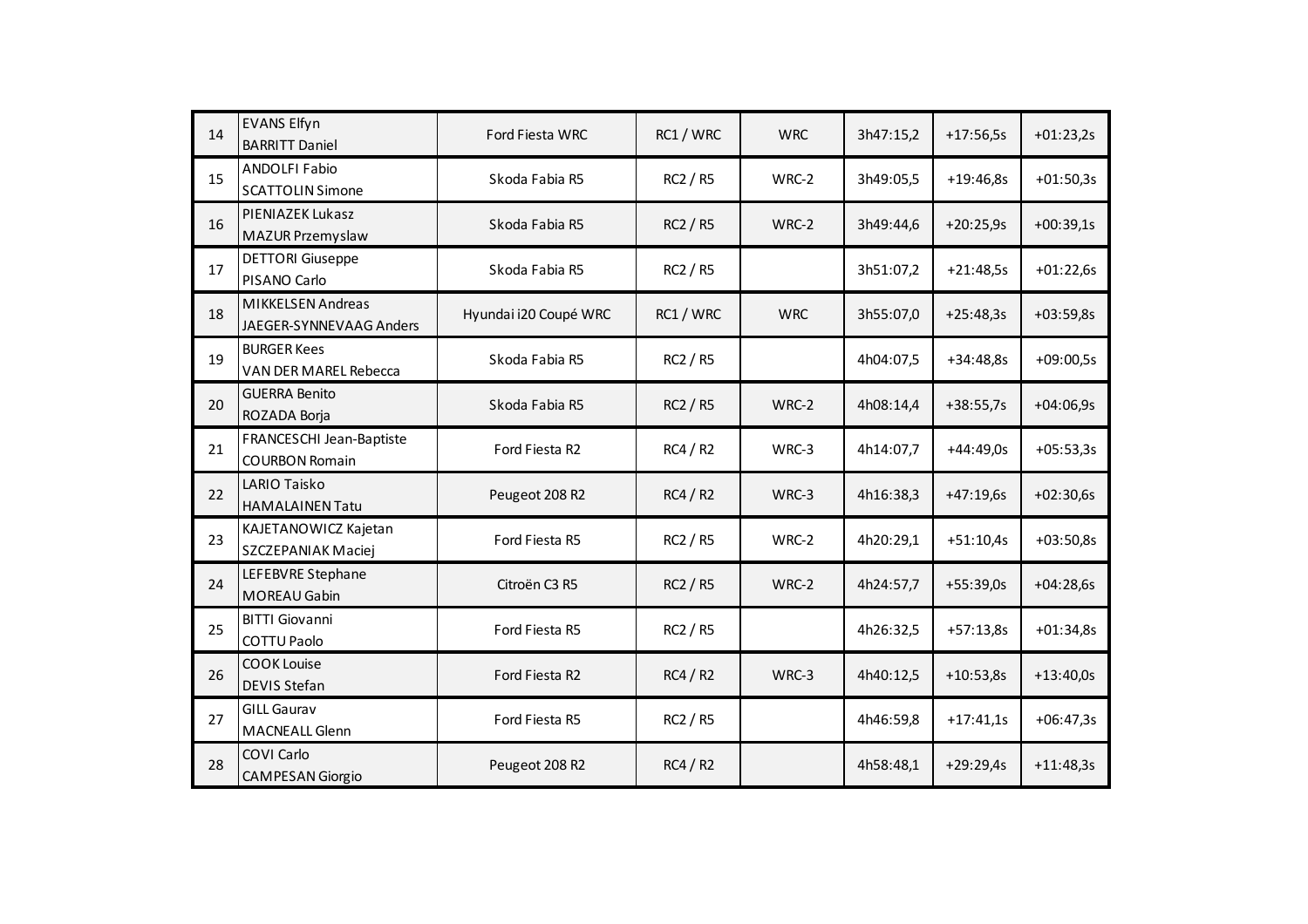| | | | | | | | |
|---|---|---|---|---|---|---|---|
| 14 | EVANS Elfyn<br>BARRITT Daniel | Ford Fiesta WRC | RC1 / WRC | WRC | 3h47:15,2 | +17:56,5s | +01:23,2s |
| 15 | ANDOLFI Fabio<br>SCATTOLIN Simone | Skoda Fabia R5 | RC2 / R5 | WRC-2 | 3h49:05,5 | +19:46,8s | +01:50,3s |
| 16 | PIENIAZEK Lukasz<br>MAZUR Przemyslaw | Skoda Fabia R5 | RC2 / R5 | WRC-2 | 3h49:44,6 | +20:25,9s | +00:39,1s |
| 17 | DETTORI Giuseppe<br>PISANO Carlo | Skoda Fabia R5 | RC2 / R5 | | 3h51:07,2 | +21:48,5s | +01:22,6s |
| 18 | MIKKELSEN Andreas<br>JAEGER-SYNNEVAAG Anders | Hyundai i20 Coupé WRC | RC1 / WRC | WRC | 3h55:07,0 | +25:48,3s | +03:59,8s |
| 19 | BURGER Kees<br>VAN DER MAREL Rebecca | Skoda Fabia R5 | RC2 / R5 | | 4h04:07,5 | +34:48,8s | +09:00,5s |
| 20 | GUERRA Benito<br>ROZADA Borja | Skoda Fabia R5 | RC2 / R5 | WRC-2 | 4h08:14,4 | +38:55,7s | +04:06,9s |
| 21 | FRANCESCHI Jean-Baptiste<br>COURBON Romain | Ford Fiesta R2 | RC4 / R2 | WRC-3 | 4h14:07,7 | +44:49,0s | +05:53,3s |
| 22 | LARIO Taisko<br>HAMALAINEN Tatu | Peugeot 208 R2 | RC4 / R2 | WRC-3 | 4h16:38,3 | +47:19,6s | +02:30,6s |
| 23 | KAJETANOWICZ Kajetan<br>SZCZEPANIAK Maciej | Ford Fiesta R5 | RC2 / R5 | WRC-2 | 4h20:29,1 | +51:10,4s | +03:50,8s |
| 24 | LEFEBVRE Stephane<br>MOREAU Gabin | Citroën C3 R5 | RC2 / R5 | WRC-2 | 4h24:57,7 | +55:39,0s | +04:28,6s |
| 25 | BITTI Giovanni<br>COTTU Paolo | Ford Fiesta R5 | RC2 / R5 | | 4h26:32,5 | +57:13,8s | +01:34,8s |
| 26 | COOK Louise<br>DEVIS Stefan | Ford Fiesta R2 | RC4 / R2 | WRC-3 | 4h40:12,5 | +10:53,8s | +13:40,0s |
| 27 | GILL Gaurav<br>MACNEALL Glenn | Ford Fiesta R5 | RC2 / R5 | | 4h46:59,8 | +17:41,1s | +06:47,3s |
| 28 | COVI Carlo<br>CAMPESAN Giorgio | Peugeot 208 R2 | RC4 / R2 | | 4h58:48,1 | +29:29,4s | +11:48,3s |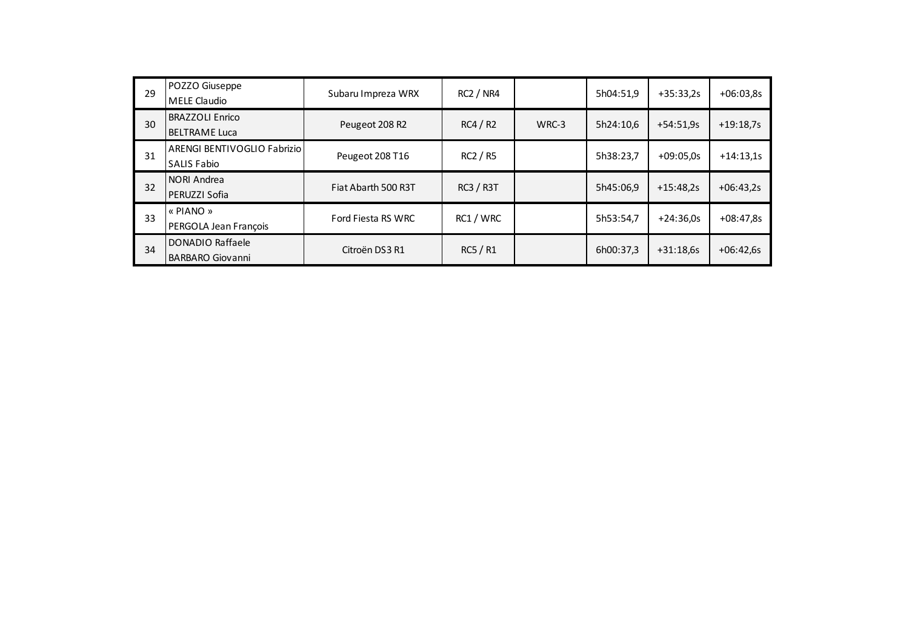| | | | | | | | |
|---|---|---|---|---|---|---|---|
| 29 | POZZO Giuseppe<br>MELE Claudio | Subaru Impreza WRX | RC2 / NR4 | | 5h04:51,9 | +35:33,2s | +06:03,8s |
| 30 | BRAZZOLI Enrico<br>BELTRAME Luca | Peugeot 208 R2 | RC4 / R2 | WRC-3 | 5h24:10,6 | +54:51,9s | +19:18,7s |
| 31 | ARENGI BENTIVOGLIO Fabrizio<br>SALIS Fabio | Peugeot 208 T16 | RC2 / R5 | | 5h38:23,7 | +09:05,0s | +14:13,1s |
| 32 | NORI Andrea<br>PERUZZI Sofia | Fiat Abarth 500 R3T | RC3 / R3T | | 5h45:06,9 | +15:48,2s | +06:43,2s |
| 33 | « PIANO »<br>PERGOLA Jean François | Ford Fiesta RS WRC | RC1 / WRC | | 5h53:54,7 | +24:36,0s | +08:47,8s |
| 34 | DONADIO Raffaele<br>BARBARO Giovanni | Citroën DS3 R1 | RC5 / R1 | | 6h00:37,3 | +31:18,6s | +06:42,6s |